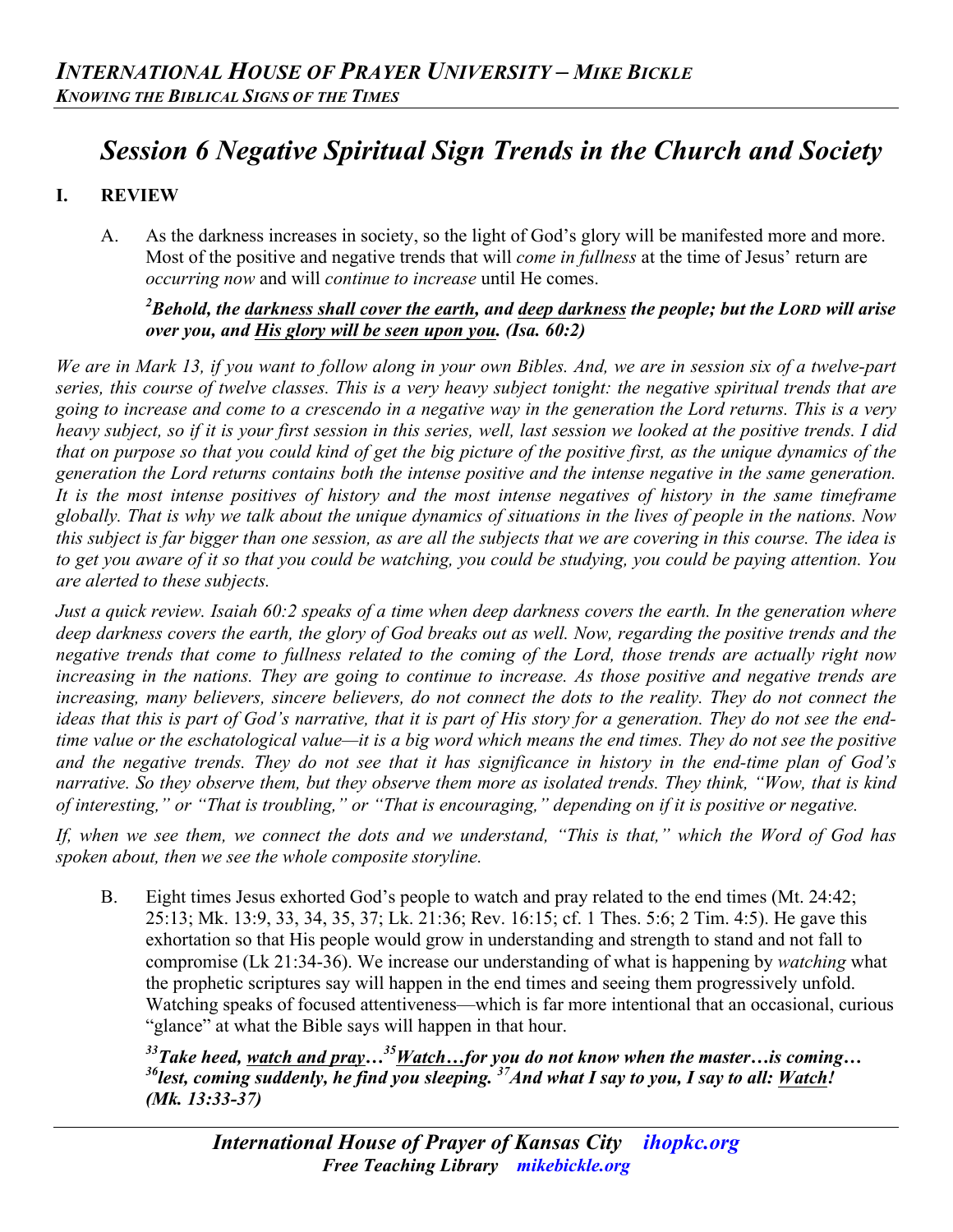# Session 6 Negative Spiritual Sign Trends in the Church and Society

## I. REVIEW

A. As the darkness increases in society, so the light of God's glory will be manifested more and more. Most of the positive and negative trends that will *come in fullness* at the time of Jesus' return are *occurring now* and will *continue to increase* until He comes.

***[2]Behold, the <u>darkness shall cover the earth</u>, and <u>deep darkness</u> the people; but the LORD will arise over you, and <u>His glory will be seen upon you</u>. (Isa. 60:2)***

*We are in Mark 13, if you want to follow along in your own Bibles. And, we are in session six of a twelve-part series, this course of twelve classes. This is a very heavy subject tonight: the negative spiritual trends that are going to increase and come to a crescendo in a negative way in the generation the Lord returns. This is a very heavy subject, so if it is your first session in this series, well, last session we looked at the positive trends. I did that on purpose so that you could kind of get the big picture of the positive first, as the unique dynamics of the generation the Lord returns contains both the intense positive and the intense negative in the same generation. It is the most intense positives of history and the most intense negatives of history in the same timeframe globally. That is why we talk about the unique dynamics of situations in the lives of people in the nations. Now this subject is far bigger than one session, as are all the subjects that we are covering in this course. The idea is to get you aware of it so that you could be watching, you could be studying, you could be paying attention. You are alerted to these subjects.*

*Just a quick review. Isaiah 60:2 speaks of a time when deep darkness covers the earth. In the generation where deep darkness covers the earth, the glory of God breaks out as well. Now, regarding the positive trends and the negative trends that come to fullness related to the coming of the Lord, those trends are actually right now increasing in the nations. They are going to continue to increase. As those positive and negative trends are increasing, many believers, sincere believers, do not connect the dots to the reality. They do not connect the ideas that this is part of God's narrative, that it is part of His story for a generation. They do not see the end-time value or the eschatological value—it is a big word which means the end times. They do not see the positive and the negative trends. They do not see that it has significance in history in the end-time plan of God's narrative. So they observe them, but they observe them more as isolated trends. They think, "Wow, that is kind of interesting," or "That is troubling," or "That is encouraging," depending on if it is positive or negative.*

*If, when we see them, we connect the dots and we understand, "This is that," which the Word of God has spoken about, then we see the whole composite storyline.*

B. Eight times Jesus exhorted God's people to watch and pray related to the end times (Mt. 24:42; 25:13; Mk. 13:9, 33, 34, 35, 37; Lk. 21:36; Rev. 16:15; cf. 1 Thes. 5:6; 2 Tim. 4:5). He gave this exhortation so that His people would grow in understanding and strength to stand and not fall to compromise (Lk 21:34-36). We increase our understanding of what is happening by *watching* what the prophetic scriptures say will happen in the end times and seeing them progressively unfold. Watching speaks of focused attentiveness—which is far more intentional that an occasional, curious "glance" at what the Bible says will happen in that hour.

***[33]Take heed, <u>watch and pray</u>…[35]<u>Watch</u>…for you do not know when the master…is coming… [36]lest, coming suddenly, he find you sleeping. [37]And what I say to you, I say to all: <u>Watch</u>! (Mk. 13:33-37)***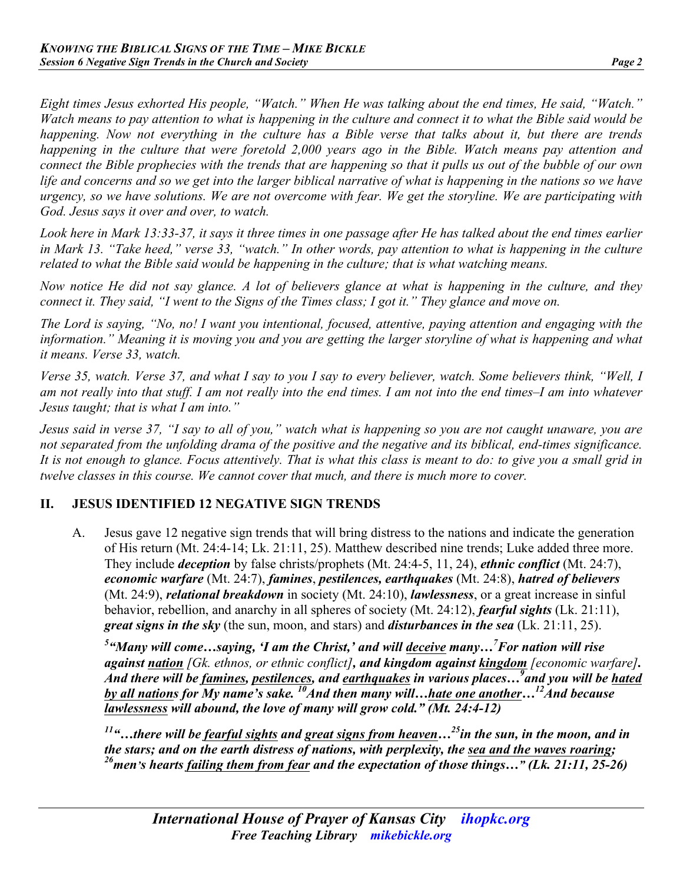*Eight times Jesus exhorted His people, "Watch." When He was talking about the end times, He said, "Watch." Watch means to pay attention to what is happening in the culture and connect it to what the Bible said would be happening. Now not everything in the culture has a Bible verse that talks about it, but there are trends happening in the culture that were foretold 2,000 years ago in the Bible. Watch means pay attention and connect the Bible prophecies with the trends that are happening so that it pulls us out of the bubble of our own life and concerns and so we get into the larger biblical narrative of what is happening in the nations so we have urgency, so we have solutions. We are not overcome with fear. We get the storyline. We are participating with God. Jesus says it over and over, to watch.*

*Look here in Mark 13:33-37, it says it three times in one passage after He has talked about the end times earlier in Mark 13. "Take heed," verse 33, "watch." In other words, pay attention to what is happening in the culture related to what the Bible said would be happening in the culture; that is what watching means.*

*Now notice He did not say glance. A lot of believers glance at what is happening in the culture, and they connect it. They said, "I went to the Signs of the Times class; I got it." They glance and move on.*

*The Lord is saying, "No, no! I want you intentional, focused, attentive, paying attention and engaging with the information." Meaning it is moving you and you are getting the larger storyline of what is happening and what it means. Verse 33, watch.*

*Verse 35, watch. Verse 37, and what I say to you I say to every believer, watch. Some believers think, "Well, I am not really into that stuff. I am not really into the end times. I am not into the end times–I am into whatever Jesus taught; that is what I am into."*

*Jesus said in verse 37, "I say to all of you," watch what is happening so you are not caught unaware, you are not separated from the unfolding drama of the positive and the negative and its biblical, end-times significance. It is not enough to glance. Focus attentively. That is what this class is meant to do: to give you a small grid in twelve classes in this course. We cannot cover that much, and there is much more to cover.*

## II. JESUS IDENTIFIED 12 NEGATIVE SIGN TRENDS

A. Jesus gave 12 negative sign trends that will bring distress to the nations and indicate the generation of His return (Mt. 24:4-14; Lk. 21:11, 25). Matthew described nine trends; Luke added three more. They include ***deception*** by false christs/prophets (Mt. 24:4-5, 11, 24), ***ethnic conflict*** (Mt. 24:7), ***economic warfare*** (Mt. 24:7), ***famines***, ***pestilences, earthquakes*** (Mt. 24:8), ***hatred of believers*** (Mt. 24:9), ***relational breakdown*** in society (Mt. 24:10), ***lawlessness***, or a great increase in sinful behavior, rebellion, and anarchy in all spheres of society (Mt. 24:12), ***fearful sights*** (Lk. 21:11), ***great signs in the sky*** (the sun, moon, and stars) and ***disturbances in the sea*** (Lk. 21:11, 25).

***[5]"Many will come…saying, 'I am the Christ,' and will deceive many…[7]For nation will rise against nation** [Gk. ethnos, or ethnic conflict]**, and kingdom against kingdom** [economic warfare]**. And there will be famines, pestilences, and earthquakes in various places…[9]and you will be hated by all nations for My name's sake. [10]And then many will…hate one another…[12]And because lawlessness will abound, the love of many will grow cold." (Mt. 24:4-12)***

***[11]"…there will be fearful sights and great signs from heaven…[25]in the sun, in the moon, and in the stars; and on the earth distress of nations, with perplexity, the sea and the waves roaring; [26]men's hearts failing them from fear and the expectation of those things…" (Lk. 21:11, 25-26)***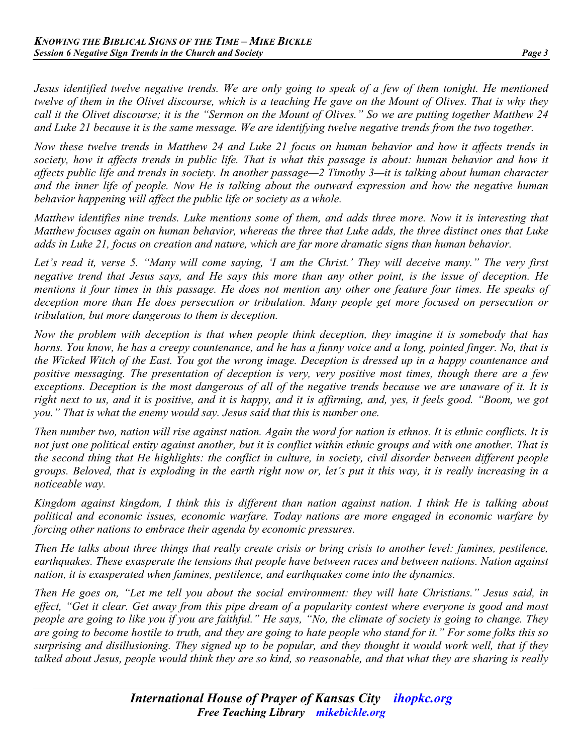*Jesus identified twelve negative trends. We are only going to speak of a few of them tonight. He mentioned twelve of them in the Olivet discourse, which is a teaching He gave on the Mount of Olives. That is why they call it the Olivet discourse; it is the "Sermon on the Mount of Olives." So we are putting together Matthew 24 and Luke 21 because it is the same message. We are identifying twelve negative trends from the two together.*

*Now these twelve trends in Matthew 24 and Luke 21 focus on human behavior and how it affects trends in society, how it affects trends in public life. That is what this passage is about: human behavior and how it affects public life and trends in society. In another passage—2 Timothy 3—it is talking about human character and the inner life of people. Now He is talking about the outward expression and how the negative human behavior happening will affect the public life or society as a whole.*

*Matthew identifies nine trends. Luke mentions some of them, and adds three more. Now it is interesting that Matthew focuses again on human behavior, whereas the three that Luke adds, the three distinct ones that Luke adds in Luke 21, focus on creation and nature, which are far more dramatic signs than human behavior.*

*Let's read it, verse 5. "Many will come saying, 'I am the Christ.' They will deceive many." The very first negative trend that Jesus says, and He says this more than any other point, is the issue of deception. He mentions it four times in this passage. He does not mention any other one feature four times. He speaks of deception more than He does persecution or tribulation. Many people get more focused on persecution or tribulation, but more dangerous to them is deception.*

*Now the problem with deception is that when people think deception, they imagine it is somebody that has horns. You know, he has a creepy countenance, and he has a funny voice and a long, pointed finger. No, that is the Wicked Witch of the East. You got the wrong image. Deception is dressed up in a happy countenance and positive messaging. The presentation of deception is very, very positive most times, though there are a few exceptions. Deception is the most dangerous of all of the negative trends because we are unaware of it. It is right next to us, and it is positive, and it is happy, and it is affirming, and, yes, it feels good. "Boom, we got you." That is what the enemy would say. Jesus said that this is number one.*

*Then number two, nation will rise against nation. Again the word for nation is ethnos. It is ethnic conflicts. It is not just one political entity against another, but it is conflict within ethnic groups and with one another. That is the second thing that He highlights: the conflict in culture, in society, civil disorder between different people groups. Beloved, that is exploding in the earth right now or, let's put it this way, it is really increasing in a noticeable way.*

*Kingdom against kingdom, I think this is different than nation against nation. I think He is talking about political and economic issues, economic warfare. Today nations are more engaged in economic warfare by forcing other nations to embrace their agenda by economic pressures.*

*Then He talks about three things that really create crisis or bring crisis to another level: famines, pestilence, earthquakes. These exasperate the tensions that people have between races and between nations. Nation against nation, it is exasperated when famines, pestilence, and earthquakes come into the dynamics.*

*Then He goes on, "Let me tell you about the social environment: they will hate Christians." Jesus said, in effect, "Get it clear. Get away from this pipe dream of a popularity contest where everyone is good and most people are going to like you if you are faithful." He says, "No, the climate of society is going to change. They are going to become hostile to truth, and they are going to hate people who stand for it." For some folks this so surprising and disillusioning. They signed up to be popular, and they thought it would work well, that if they talked about Jesus, people would think they are so kind, so reasonable, and that what they are sharing is really*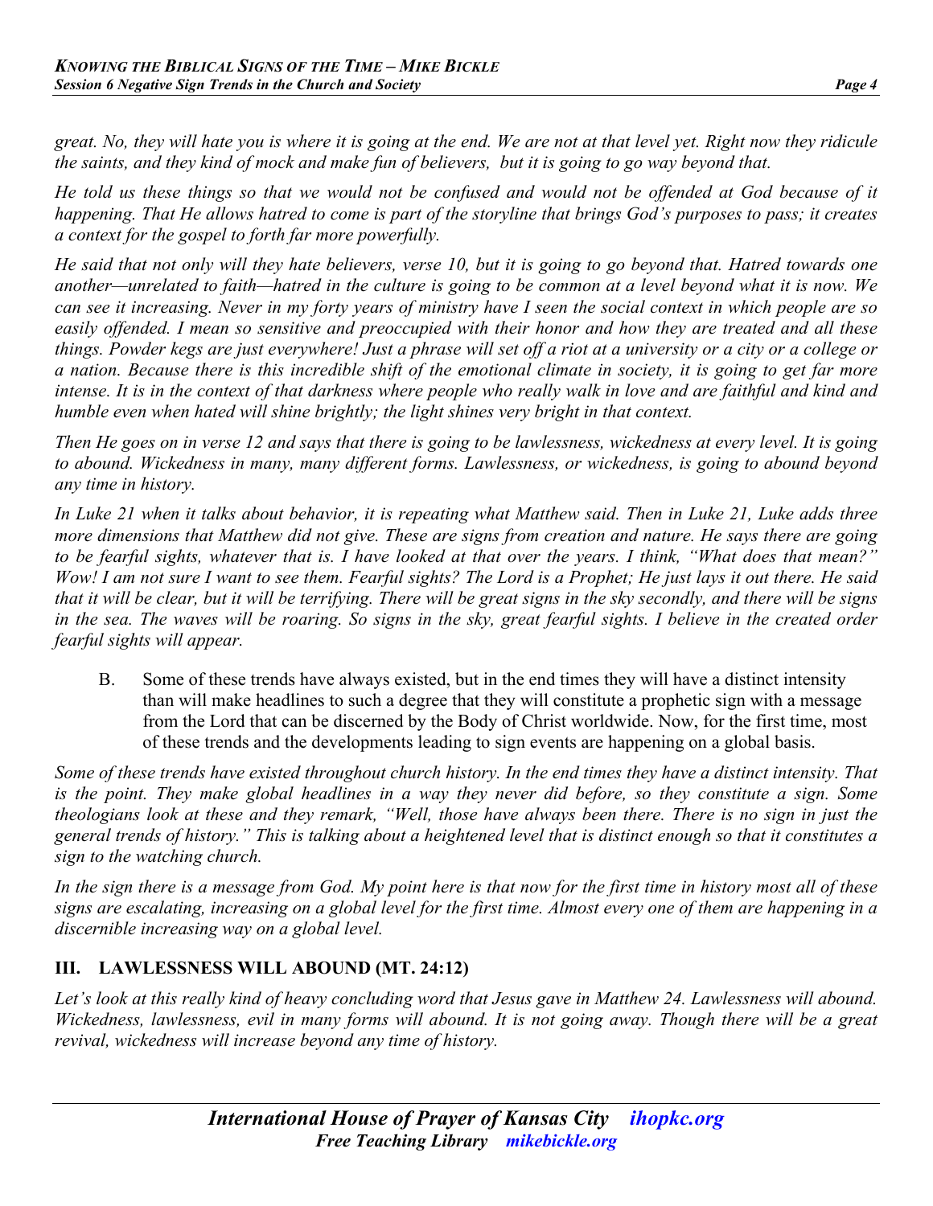*great. No, they will hate you is where it is going at the end. We are not at that level yet. Right now they ridicule the saints, and they kind of mock and make fun of believers, but it is going to go way beyond that.*

*He told us these things so that we would not be confused and would not be offended at God because of it happening. That He allows hatred to come is part of the storyline that brings God's purposes to pass; it creates a context for the gospel to forth far more powerfully.*

*He said that not only will they hate believers, verse 10, but it is going to go beyond that. Hatred towards one another—unrelated to faith—hatred in the culture is going to be common at a level beyond what it is now. We can see it increasing. Never in my forty years of ministry have I seen the social context in which people are so easily offended. I mean so sensitive and preoccupied with their honor and how they are treated and all these things. Powder kegs are just everywhere! Just a phrase will set off a riot at a university or a city or a college or a nation. Because there is this incredible shift of the emotional climate in society, it is going to get far more intense. It is in the context of that darkness where people who really walk in love and are faithful and kind and humble even when hated will shine brightly; the light shines very bright in that context.*

*Then He goes on in verse 12 and says that there is going to be lawlessness, wickedness at every level. It is going to abound. Wickedness in many, many different forms. Lawlessness, or wickedness, is going to abound beyond any time in history.*

*In Luke 21 when it talks about behavior, it is repeating what Matthew said. Then in Luke 21, Luke adds three more dimensions that Matthew did not give. These are signs from creation and nature. He says there are going to be fearful sights, whatever that is. I have looked at that over the years. I think, "What does that mean?" Wow! I am not sure I want to see them. Fearful sights? The Lord is a Prophet; He just lays it out there. He said that it will be clear, but it will be terrifying. There will be great signs in the sky secondly, and there will be signs in the sea. The waves will be roaring. So signs in the sky, great fearful sights. I believe in the created order fearful sights will appear.*

B. Some of these trends have always existed, but in the end times they will have a distinct intensity than will make headlines to such a degree that they will constitute a prophetic sign with a message from the Lord that can be discerned by the Body of Christ worldwide. Now, for the first time, most of these trends and the developments leading to sign events are happening on a global basis.

*Some of these trends have existed throughout church history. In the end times they have a distinct intensity. That is the point. They make global headlines in a way they never did before, so they constitute a sign. Some theologians look at these and they remark, "Well, those have always been there. There is no sign in just the general trends of history." This is talking about a heightened level that is distinct enough so that it constitutes a sign to the watching church.*

*In the sign there is a message from God. My point here is that now for the first time in history most all of these signs are escalating, increasing on a global level for the first time. Almost every one of them are happening in a discernible increasing way on a global level.*

## III. LAWLESSNESS WILL ABOUND (MT. 24:12)

*Let's look at this really kind of heavy concluding word that Jesus gave in Matthew 24. Lawlessness will abound. Wickedness, lawlessness, evil in many forms will abound. It is not going away. Though there will be a great revival, wickedness will increase beyond any time of history.*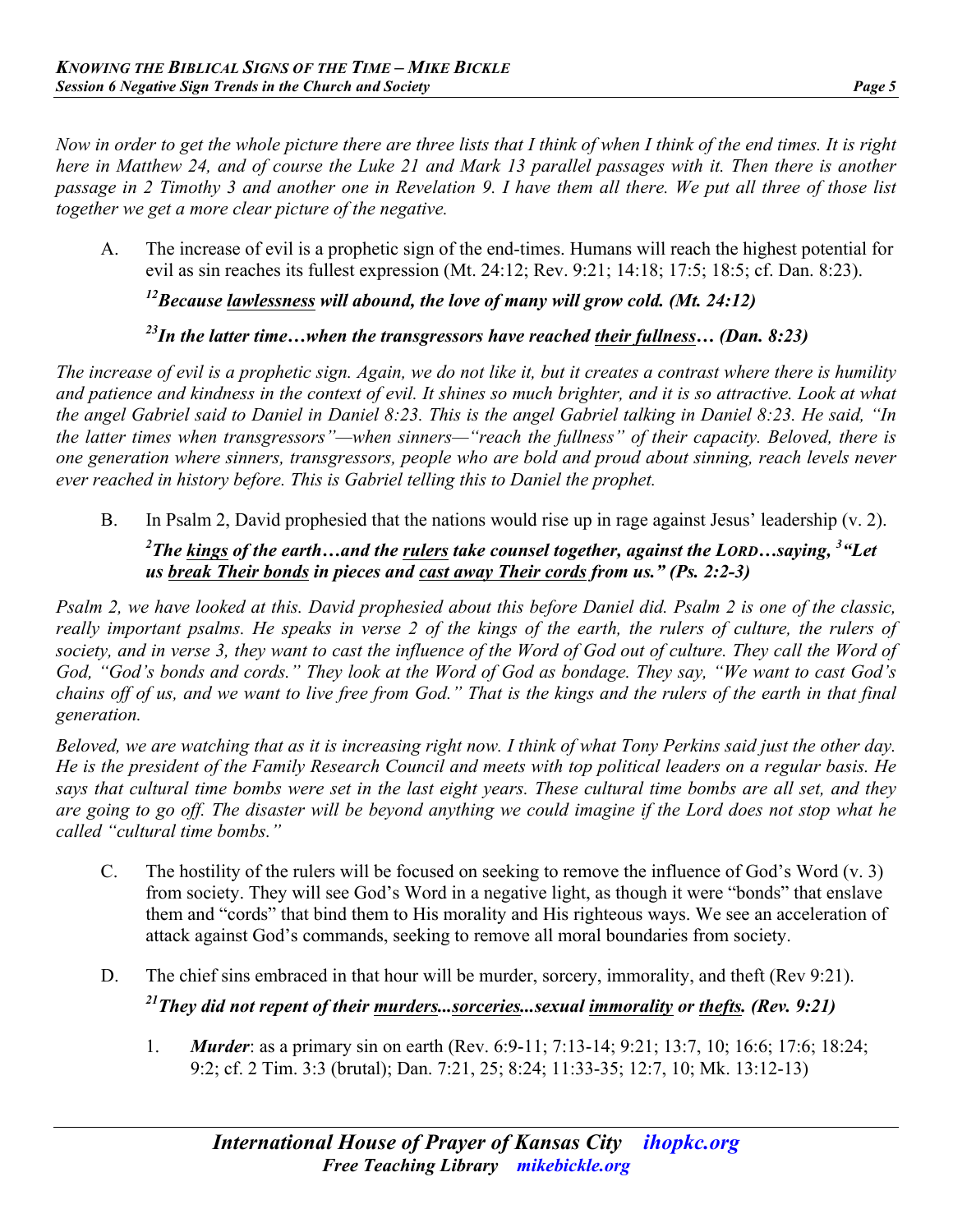*Now in order to get the whole picture there are three lists that I think of when I think of the end times. It is right here in Matthew 24, and of course the Luke 21 and Mark 13 parallel passages with it. Then there is another passage in 2 Timothy 3 and another one in Revelation 9. I have them all there. We put all three of those list together we get a more clear picture of the negative.*

A. The increase of evil is a prophetic sign of the end-times. Humans will reach the highest potential for evil as sin reaches its fullest expression (Mt. 24:12; Rev. 9:21; 14:18; 17:5; 18:5; cf. Dan. 8:23).

***[12]Because lawlessness will abound, the love of many will grow cold. (Mt. 24:12)***

***[23]In the latter time…when the transgressors have reached their fullness… (Dan. 8:23)***

*The increase of evil is a prophetic sign. Again, we do not like it, but it creates a contrast where there is humility and patience and kindness in the context of evil. It shines so much brighter, and it is so attractive. Look at what the angel Gabriel said to Daniel in Daniel 8:23. This is the angel Gabriel talking in Daniel 8:23. He said, "In the latter times when transgressors"—when sinners—"reach the fullness" of their capacity. Beloved, there is one generation where sinners, transgressors, people who are bold and proud about sinning, reach levels never ever reached in history before. This is Gabriel telling this to Daniel the prophet.*

B. In Psalm 2, David prophesied that the nations would rise up in rage against Jesus' leadership (v. 2).

***[2]The kings of the earth…and the rulers take counsel together, against the LORD…saying, [3]"Let us break Their bonds in pieces and cast away Their cords from us." (Ps. 2:2-3)***

*Psalm 2, we have looked at this. David prophesied about this before Daniel did. Psalm 2 is one of the classic, really important psalms. He speaks in verse 2 of the kings of the earth, the rulers of culture, the rulers of society, and in verse 3, they want to cast the influence of the Word of God out of culture. They call the Word of God, "God's bonds and cords." They look at the Word of God as bondage. They say, "We want to cast God's chains off of us, and we want to live free from God." That is the kings and the rulers of the earth in that final generation.*

*Beloved, we are watching that as it is increasing right now. I think of what Tony Perkins said just the other day. He is the president of the Family Research Council and meets with top political leaders on a regular basis. He says that cultural time bombs were set in the last eight years. These cultural time bombs are all set, and they are going to go off. The disaster will be beyond anything we could imagine if the Lord does not stop what he called "cultural time bombs."*

C. The hostility of the rulers will be focused on seeking to remove the influence of God's Word (v. 3) from society. They will see God's Word in a negative light, as though it were "bonds" that enslave them and "cords" that bind them to His morality and His righteous ways. We see an acceleration of attack against God's commands, seeking to remove all moral boundaries from society.

D. The chief sins embraced in that hour will be murder, sorcery, immorality, and theft (Rev 9:21).

***[21]They did not repent of their murders...sorceries...sexual immorality or thefts. (Rev. 9:21)***

1. ***Murder***: as a primary sin on earth (Rev. 6:9-11; 7:13-14; 9:21; 13:7, 10; 16:6; 17:6; 18:24; 9:2; cf. 2 Tim. 3:3 (brutal); Dan. 7:21, 25; 8:24; 11:33-35; 12:7, 10; Mk. 13:12-13)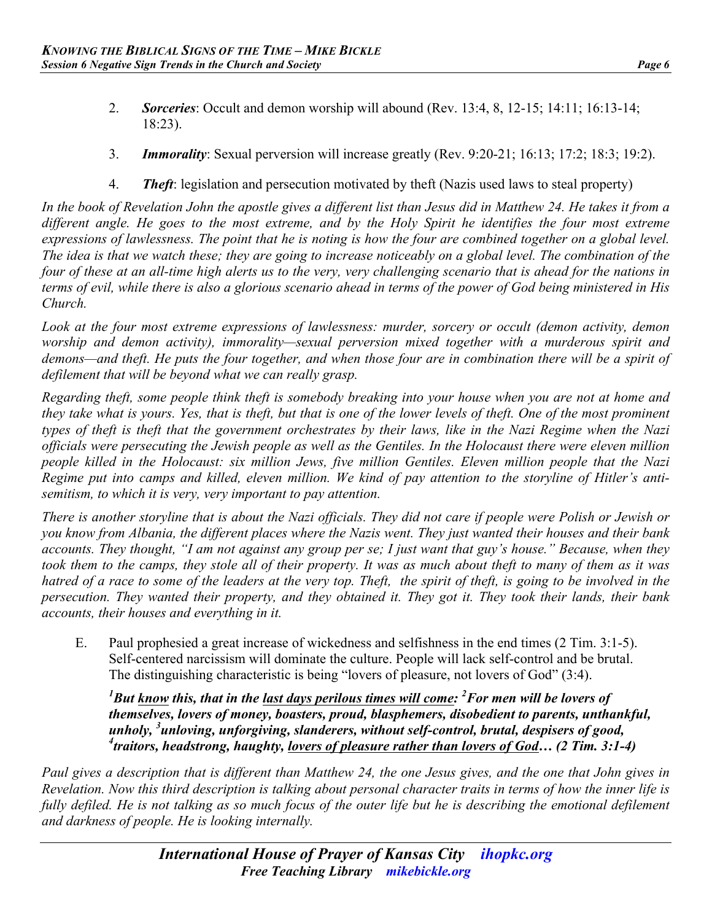2. ***Sorceries***: Occult and demon worship will abound (Rev. 13:4, 8, 12-15; 14:11; 16:13-14; 18:23).

3. ***Immorality***: Sexual perversion will increase greatly (Rev. 9:20-21; 16:13; 17:2; 18:3; 19:2).

4. ***Theft***: legislation and persecution motivated by theft (Nazis used laws to steal property)

*In the book of Revelation John the apostle gives a different list than Jesus did in Matthew 24. He takes it from a different angle. He goes to the most extreme, and by the Holy Spirit he identifies the four most extreme expressions of lawlessness. The point that he is noting is how the four are combined together on a global level. The idea is that we watch these; they are going to increase noticeably on a global level. The combination of the four of these at an all-time high alerts us to the very, very challenging scenario that is ahead for the nations in terms of evil, while there is also a glorious scenario ahead in terms of the power of God being ministered in His Church.*

*Look at the four most extreme expressions of lawlessness: murder, sorcery or occult (demon activity, demon worship and demon activity), immorality—sexual perversion mixed together with a murderous spirit and demons—and theft. He puts the four together, and when those four are in combination there will be a spirit of defilement that will be beyond what we can really grasp.*

*Regarding theft, some people think theft is somebody breaking into your house when you are not at home and they take what is yours. Yes, that is theft, but that is one of the lower levels of theft. One of the most prominent types of theft is theft that the government orchestrates by their laws, like in the Nazi Regime when the Nazi officials were persecuting the Jewish people as well as the Gentiles. In the Holocaust there were eleven million people killed in the Holocaust: six million Jews, five million Gentiles. Eleven million people that the Nazi Regime put into camps and killed, eleven million. We kind of pay attention to the storyline of Hitler's anti-semitism, to which it is very, very important to pay attention.*

*There is another storyline that is about the Nazi officials. They did not care if people were Polish or Jewish or you know from Albania, the different places where the Nazis went. They just wanted their houses and their bank accounts. They thought, "I am not against any group per se; I just want that guy's house." Because, when they took them to the camps, they stole all of their property. It was as much about theft to many of them as it was hatred of a race to some of the leaders at the very top. Theft, the spirit of theft, is going to be involved in the persecution. They wanted their property, and they obtained it. They got it. They took their lands, their bank accounts, their houses and everything in it.*

E. Paul prophesied a great increase of wickedness and selfishness in the end times (2 Tim. 3:1-5). Self-centered narcissism will dominate the culture. People will lack self-control and be brutal. The distinguishing characteristic is being "lovers of pleasure, not lovers of God" (3:4).

> ***[1]But <u>know</u> this, that in the <u>last days perilous times will come</u>: [2]For men will be lovers of themselves, lovers of money, boasters, proud, blasphemers, disobedient to parents, unthankful, unholy, [3]unloving, unforgiving, slanderers, without self-control, brutal, despisers of good, [4]traitors, headstrong, haughty, <u>lovers of pleasure rather than lovers of God</u>… (2 Tim. 3:1-4)***

*Paul gives a description that is different than Matthew 24, the one Jesus gives, and the one that John gives in Revelation. Now this third description is talking about personal character traits in terms of how the inner life is fully defiled. He is not talking as so much focus of the outer life but he is describing the emotional defilement and darkness of people. He is looking internally.*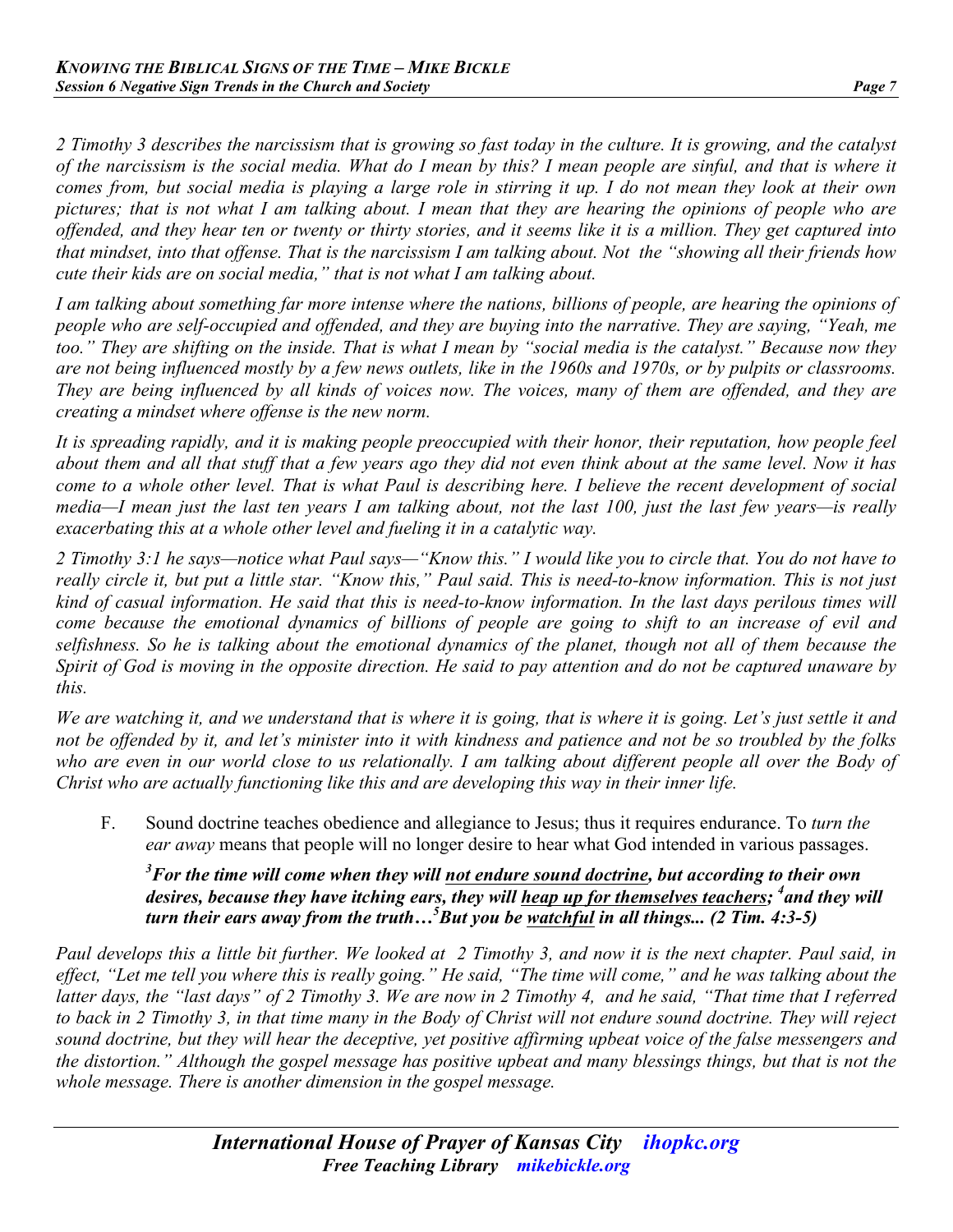*2 Timothy 3 describes the narcissism that is growing so fast today in the culture. It is growing, and the catalyst of the narcissism is the social media. What do I mean by this? I mean people are sinful, and that is where it comes from, but social media is playing a large role in stirring it up. I do not mean they look at their own pictures; that is not what I am talking about. I mean that they are hearing the opinions of people who are offended, and they hear ten or twenty or thirty stories, and it seems like it is a million. They get captured into that mindset, into that offense. That is the narcissism I am talking about. Not the "showing all their friends how cute their kids are on social media," that is not what I am talking about.*

*I am talking about something far more intense where the nations, billions of people, are hearing the opinions of people who are self-occupied and offended, and they are buying into the narrative. They are saying, "Yeah, me too." They are shifting on the inside. That is what I mean by "social media is the catalyst." Because now they are not being influenced mostly by a few news outlets, like in the 1960s and 1970s, or by pulpits or classrooms. They are being influenced by all kinds of voices now. The voices, many of them are offended, and they are creating a mindset where offense is the new norm.*

*It is spreading rapidly, and it is making people preoccupied with their honor, their reputation, how people feel about them and all that stuff that a few years ago they did not even think about at the same level. Now it has come to a whole other level. That is what Paul is describing here. I believe the recent development of social media—I mean just the last ten years I am talking about, not the last 100, just the last few years—is really exacerbating this at a whole other level and fueling it in a catalytic way.*

*2 Timothy 3:1 he says—notice what Paul says—"Know this." I would like you to circle that. You do not have to really circle it, but put a little star. "Know this," Paul said. This is need-to-know information. This is not just kind of casual information. He said that this is need-to-know information. In the last days perilous times will come because the emotional dynamics of billions of people are going to shift to an increase of evil and selfishness. So he is talking about the emotional dynamics of the planet, though not all of them because the Spirit of God is moving in the opposite direction. He said to pay attention and do not be captured unaware by this.*

*We are watching it, and we understand that is where it is going, that is where it is going. Let's just settle it and not be offended by it, and let's minister into it with kindness and patience and not be so troubled by the folks who are even in our world close to us relationally. I am talking about different people all over the Body of Christ who are actually functioning like this and are developing this way in their inner life.*

F. Sound doctrine teaches obedience and allegiance to Jesus; thus it requires endurance. To *turn the ear away* means that people will no longer desire to hear what God intended in various passages.

> ***[3]For the time will come when they will <u>not endure sound doctrine</u>, but according to their own desires, because they have itching ears, they will <u>heap up for themselves teachers</u>; [4]and they will turn their ears away from the truth…[5]But you be <u>watchful</u> in all things... (2 Tim. 4:3-5)***

*Paul develops this a little bit further. We looked at 2 Timothy 3, and now it is the next chapter. Paul said, in effect, "Let me tell you where this is really going." He said, "The time will come," and he was talking about the latter days, the "last days" of 2 Timothy 3. We are now in 2 Timothy 4, and he said, "That time that I referred to back in 2 Timothy 3, in that time many in the Body of Christ will not endure sound doctrine. They will reject sound doctrine, but they will hear the deceptive, yet positive affirming upbeat voice of the false messengers and the distortion." Although the gospel message has positive upbeat and many blessings things, but that is not the whole message. There is another dimension in the gospel message.*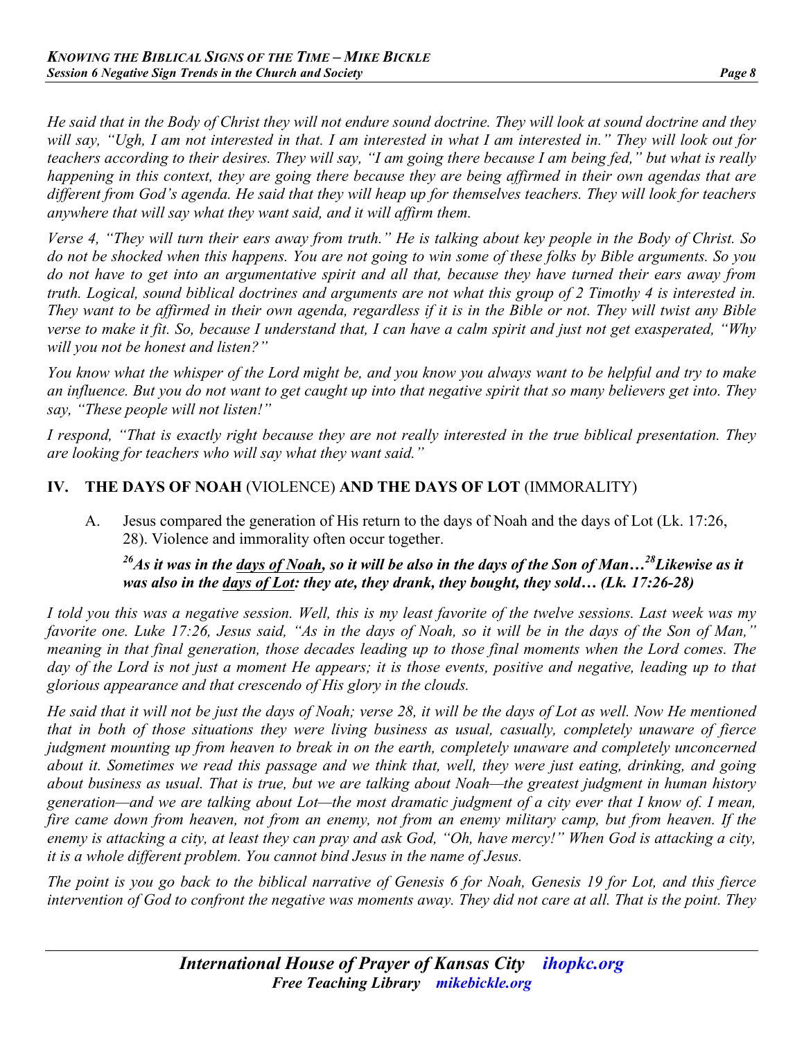*He said that in the Body of Christ they will not endure sound doctrine. They will look at sound doctrine and they will say, "Ugh, I am not interested in that. I am interested in what I am interested in." They will look out for teachers according to their desires. They will say, "I am going there because I am being fed," but what is really happening in this context, they are going there because they are being affirmed in their own agendas that are different from God's agenda. He said that they will heap up for themselves teachers. They will look for teachers anywhere that will say what they want said, and it will affirm them.*

*Verse 4, "They will turn their ears away from truth." He is talking about key people in the Body of Christ. So do not be shocked when this happens. You are not going to win some of these folks by Bible arguments. So you do not have to get into an argumentative spirit and all that, because they have turned their ears away from truth. Logical, sound biblical doctrines and arguments are not what this group of 2 Timothy 4 is interested in. They want to be affirmed in their own agenda, regardless if it is in the Bible or not. They will twist any Bible verse to make it fit. So, because I understand that, I can have a calm spirit and just not get exasperated, "Why will you not be honest and listen?"*

*You know what the whisper of the Lord might be, and you know you always want to be helpful and try to make an influence. But you do not want to get caught up into that negative spirit that so many believers get into. They say, "These people will not listen!"*

*I respond, "That is exactly right because they are not really interested in the true biblical presentation. They are looking for teachers who will say what they want said."*

## IV. THE DAYS OF NOAH (VIOLENCE) AND THE DAYS OF LOT (IMMORALITY)

A. Jesus compared the generation of His return to the days of Noah and the days of Lot (Lk. 17:26, 28). Violence and immorality often occur together.

***[26]As it was in the days of Noah, so it will be also in the days of the Son of Man…[28]Likewise as it was also in the days of Lot: they ate, they drank, they bought, they sold… (Lk. 17:26-28)***

*I told you this was a negative session. Well, this is my least favorite of the twelve sessions. Last week was my favorite one. Luke 17:26, Jesus said, "As in the days of Noah, so it will be in the days of the Son of Man," meaning in that final generation, those decades leading up to those final moments when the Lord comes. The day of the Lord is not just a moment He appears; it is those events, positive and negative, leading up to that glorious appearance and that crescendo of His glory in the clouds.*

*He said that it will not be just the days of Noah; verse 28, it will be the days of Lot as well. Now He mentioned that in both of those situations they were living business as usual, casually, completely unaware of fierce judgment mounting up from heaven to break in on the earth, completely unaware and completely unconcerned about it. Sometimes we read this passage and we think that, well, they were just eating, drinking, and going about business as usual. That is true, but we are talking about Noah—the greatest judgment in human history generation—and we are talking about Lot—the most dramatic judgment of a city ever that I know of. I mean, fire came down from heaven, not from an enemy, not from an enemy military camp, but from heaven. If the enemy is attacking a city, at least they can pray and ask God, "Oh, have mercy!" When God is attacking a city, it is a whole different problem. You cannot bind Jesus in the name of Jesus.*

*The point is you go back to the biblical narrative of Genesis 6 for Noah, Genesis 19 for Lot, and this fierce intervention of God to confront the negative was moments away. They did not care at all. That is the point. They*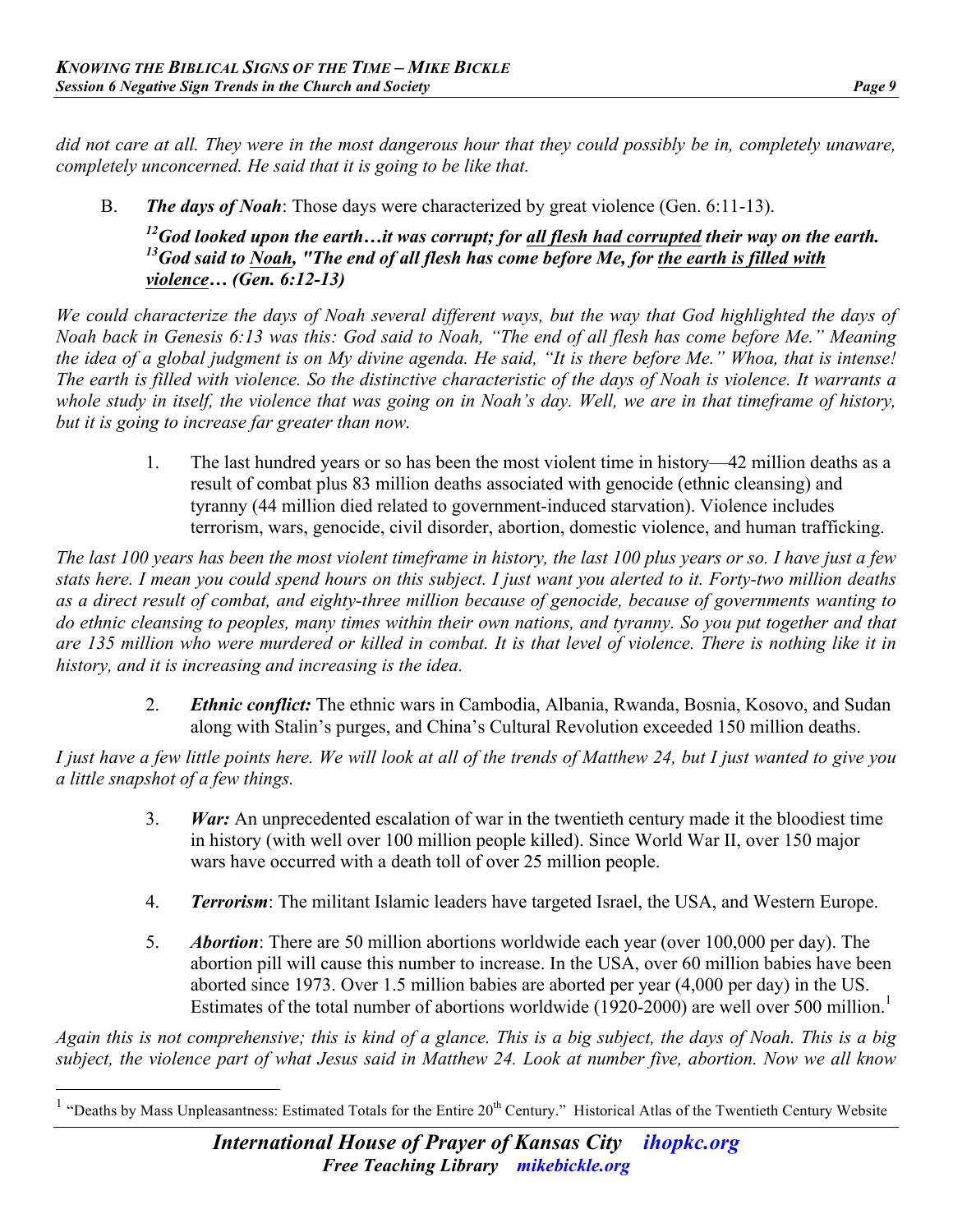*did not care at all. They were in the most dangerous hour that they could possibly be in, completely unaware, completely unconcerned. He said that it is going to be like that.*

B. ***The days of Noah***: Those days were characterized by great violence (Gen. 6:11-13).

***[12]God looked upon the earth…it was corrupt; for <u>all flesh had corrupted</u> their way on the earth. [13]God said to <u>Noah</u>, "The end of all flesh has come before Me, for <u>the earth is filled with violence</u>… (Gen. 6:12-13)***

*We could characterize the days of Noah several different ways, but the way that God highlighted the days of Noah back in Genesis 6:13 was this: God said to Noah, "The end of all flesh has come before Me." Meaning the idea of a global judgment is on My divine agenda. He said, "It is there before Me." Whoa, that is intense! The earth is filled with violence. So the distinctive characteristic of the days of Noah is violence. It warrants a whole study in itself, the violence that was going on in Noah's day. Well, we are in that timeframe of history, but it is going to increase far greater than now.*

1. The last hundred years or so has been the most violent time in history—42 million deaths as a result of combat plus 83 million deaths associated with genocide (ethnic cleansing) and tyranny (44 million died related to government-induced starvation). Violence includes terrorism, wars, genocide, civil disorder, abortion, domestic violence, and human trafficking.

*The last 100 years has been the most violent timeframe in history, the last 100 plus years or so. I have just a few stats here. I mean you could spend hours on this subject. I just want you alerted to it. Forty-two million deaths as a direct result of combat, and eighty-three million because of genocide, because of governments wanting to do ethnic cleansing to peoples, many times within their own nations, and tyranny. So you put together and that are 135 million who were murdered or killed in combat. It is that level of violence. There is nothing like it in history, and it is increasing and increasing is the idea.*

2. ***Ethnic conflict:*** The ethnic wars in Cambodia, Albania, Rwanda, Bosnia, Kosovo, and Sudan along with Stalin's purges, and China's Cultural Revolution exceeded 150 million deaths.

*I just have a few little points here. We will look at all of the trends of Matthew 24, but I just wanted to give you a little snapshot of a few things.*

3. ***War:*** An unprecedented escalation of war in the twentieth century made it the bloodiest time in history (with well over 100 million people killed). Since World War II, over 150 major wars have occurred with a death toll of over 25 million people.

4. ***Terrorism***: The militant Islamic leaders have targeted Israel, the USA, and Western Europe.

5. ***Abortion***: There are 50 million abortions worldwide each year (over 100,000 per day). The abortion pill will cause this number to increase. In the USA, over 60 million babies have been aborted since 1973. Over 1.5 million babies are aborted per year (4,000 per day) in the US. Estimates of the total number of abortions worldwide (1920-2000) are well over 500 million.[1]

*Again this is not comprehensive; this is kind of a glance. This is a big subject, the days of Noah. This is a big subject, the violence part of what Jesus said in Matthew 24. Look at number five, abortion. Now we all know*

[1] "Deaths by Mass Unpleasantness: Estimated Totals for the Entire 20th Century." Historical Atlas of the Twentieth Century Website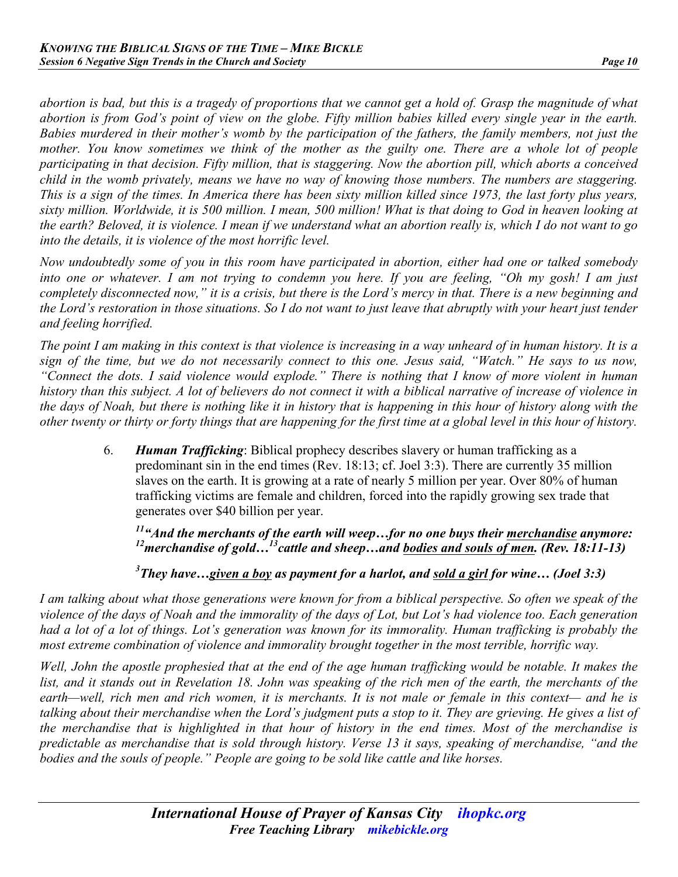*abortion is bad, but this is a tragedy of proportions that we cannot get a hold of. Grasp the magnitude of what abortion is from God's point of view on the globe. Fifty million babies killed every single year in the earth. Babies murdered in their mother's womb by the participation of the fathers, the family members, not just the mother. You know sometimes we think of the mother as the guilty one. There are a whole lot of people participating in that decision. Fifty million, that is staggering. Now the abortion pill, which aborts a conceived child in the womb privately, means we have no way of knowing those numbers. The numbers are staggering. This is a sign of the times. In America there has been sixty million killed since 1973, the last forty plus years, sixty million. Worldwide, it is 500 million. I mean, 500 million! What is that doing to God in heaven looking at the earth? Beloved, it is violence. I mean if we understand what an abortion really is, which I do not want to go into the details, it is violence of the most horrific level.*

*Now undoubtedly some of you in this room have participated in abortion, either had one or talked somebody into one or whatever. I am not trying to condemn you here. If you are feeling, "Oh my gosh! I am just completely disconnected now," it is a crisis, but there is the Lord's mercy in that. There is a new beginning and the Lord's restoration in those situations. So I do not want to just leave that abruptly with your heart just tender and feeling horrified.*

*The point I am making in this context is that violence is increasing in a way unheard of in human history. It is a sign of the time, but we do not necessarily connect to this one. Jesus said, "Watch." He says to us now, "Connect the dots. I said violence would explode." There is nothing that I know of more violent in human history than this subject. A lot of believers do not connect it with a biblical narrative of increase of violence in the days of Noah, but there is nothing like it in history that is happening in this hour of history along with the other twenty or thirty or forty things that are happening for the first time at a global level in this hour of history.*

6. ***Human Trafficking***: Biblical prophecy describes slavery or human trafficking as a predominant sin in the end times (Rev. 18:13; cf. Joel 3:3). There are currently 35 million slaves on the earth. It is growing at a rate of nearly 5 million per year. Over 80% of human trafficking victims are female and children, forced into the rapidly growing sex trade that generates over $40 billion per year.

   ***[11]"And the merchants of the earth will weep…for no one buys their <u>merchandise</u> anymore: [12]merchandise of gold…[13]cattle and sheep…and <u>bodies and souls of men</u>. (Rev. 18:11-13)***

   ***[3]They have…<u>given a boy</u> as payment for a harlot, and <u>sold a girl</u> for wine… (Joel 3:3)***

*I am talking about what those generations were known for from a biblical perspective. So often we speak of the violence of the days of Noah and the immorality of the days of Lot, but Lot's had violence too. Each generation had a lot of a lot of things. Lot's generation was known for its immorality. Human trafficking is probably the most extreme combination of violence and immorality brought together in the most terrible, horrific way.*

*Well, John the apostle prophesied that at the end of the age human trafficking would be notable. It makes the list, and it stands out in Revelation 18. John was speaking of the rich men of the earth, the merchants of the earth—well, rich men and rich women, it is merchants. It is not male or female in this context— and he is talking about their merchandise when the Lord's judgment puts a stop to it. They are grieving. He gives a list of the merchandise that is highlighted in that hour of history in the end times. Most of the merchandise is predictable as merchandise that is sold through history. Verse 13 it says, speaking of merchandise, "and the bodies and the souls of people." People are going to be sold like cattle and like horses.*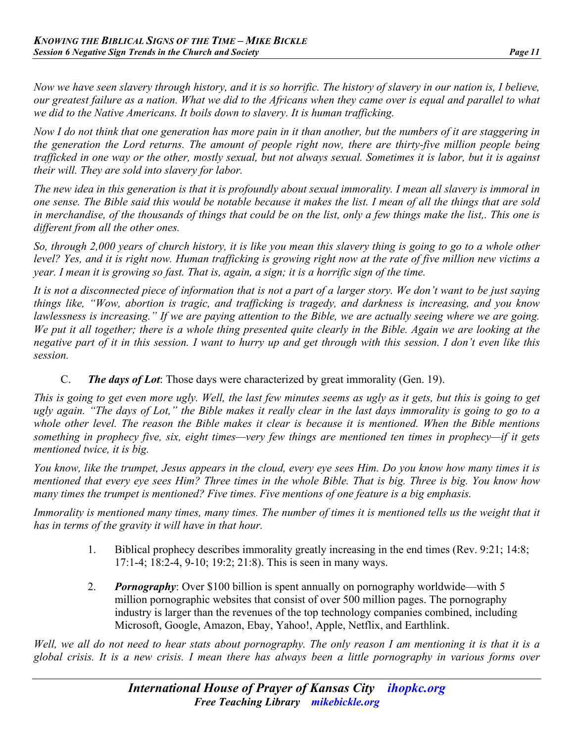*Now we have seen slavery through history, and it is so horrific. The history of slavery in our nation is, I believe, our greatest failure as a nation. What we did to the Africans when they came over is equal and parallel to what we did to the Native Americans. It boils down to slavery. It is human trafficking.*

*Now I do not think that one generation has more pain in it than another, but the numbers of it are staggering in the generation the Lord returns. The amount of people right now, there are thirty-five million people being trafficked in one way or the other, mostly sexual, but not always sexual. Sometimes it is labor, but it is against their will. They are sold into slavery for labor.*

*The new idea in this generation is that it is profoundly about sexual immorality. I mean all slavery is immoral in one sense. The Bible said this would be notable because it makes the list. I mean of all the things that are sold in merchandise, of the thousands of things that could be on the list, only a few things make the list,. This one is different from all the other ones.*

*So, through 2,000 years of church history, it is like you mean this slavery thing is going to go to a whole other level? Yes, and it is right now. Human trafficking is growing right now at the rate of five million new victims a year. I mean it is growing so fast. That is, again, a sign; it is a horrific sign of the time.*

*It is not a disconnected piece of information that is not a part of a larger story. We don't want to be just saying things like, "Wow, abortion is tragic, and trafficking is tragedy, and darkness is increasing, and you know lawlessness is increasing." If we are paying attention to the Bible, we are actually seeing where we are going. We put it all together; there is a whole thing presented quite clearly in the Bible. Again we are looking at the negative part of it in this session. I want to hurry up and get through with this session. I don't even like this session.*

C. ***The days of Lot***: Those days were characterized by great immorality (Gen. 19).

*This is going to get even more ugly. Well, the last few minutes seems as ugly as it gets, but this is going to get ugly again. "The days of Lot," the Bible makes it really clear in the last days immorality is going to go to a whole other level. The reason the Bible makes it clear is because it is mentioned. When the Bible mentions something in prophecy five, six, eight times—very few things are mentioned ten times in prophecy—if it gets mentioned twice, it is big.*

*You know, like the trumpet, Jesus appears in the cloud, every eye sees Him. Do you know how many times it is mentioned that every eye sees Him? Three times in the whole Bible. That is big. Three is big. You know how many times the trumpet is mentioned? Five times. Five mentions of one feature is a big emphasis.*

*Immorality is mentioned many times, many times. The number of times it is mentioned tells us the weight that it has in terms of the gravity it will have in that hour.*

1. Biblical prophecy describes immorality greatly increasing in the end times (Rev. 9:21; 14:8; 17:1-4; 18:2-4, 9-10; 19:2; 21:8). This is seen in many ways.

2. ***Pornography***: Over $100 billion is spent annually on pornography worldwide—with 5 million pornographic websites that consist of over 500 million pages. The pornography industry is larger than the revenues of the top technology companies combined, including Microsoft, Google, Amazon, Ebay, Yahoo!, Apple, Netflix, and Earthlink.

*Well, we all do not need to hear stats about pornography. The only reason I am mentioning it is that it is a global crisis. It is a new crisis. I mean there has always been a little pornography in various forms over*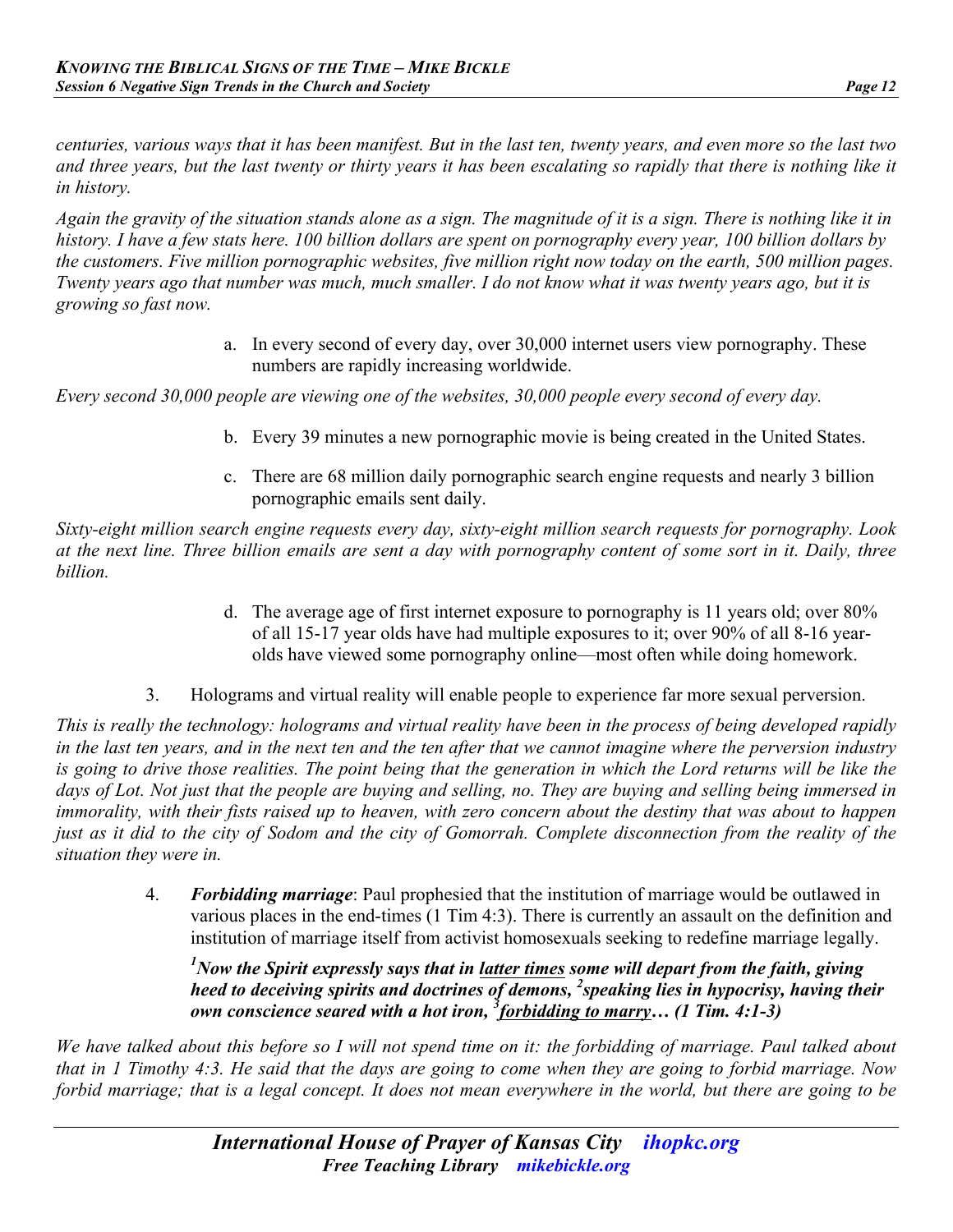*centuries, various ways that it has been manifest. But in the last ten, twenty years, and even more so the last two and three years, but the last twenty or thirty years it has been escalating so rapidly that there is nothing like it in history.*

*Again the gravity of the situation stands alone as a sign. The magnitude of it is a sign. There is nothing like it in history. I have a few stats here. 100 billion dollars are spent on pornography every year, 100 billion dollars by the customers. Five million pornographic websites, five million right now today on the earth, 500 million pages. Twenty years ago that number was much, much smaller. I do not know what it was twenty years ago, but it is growing so fast now.*

a. In every second of every day, over 30,000 internet users view pornography. These numbers are rapidly increasing worldwide.

*Every second 30,000 people are viewing one of the websites, 30,000 people every second of every day.*

b. Every 39 minutes a new pornographic movie is being created in the United States.

c. There are 68 million daily pornographic search engine requests and nearly 3 billion pornographic emails sent daily.

*Sixty-eight million search engine requests every day, sixty-eight million search requests for pornography. Look at the next line. Three billion emails are sent a day with pornography content of some sort in it. Daily, three billion.*

d. The average age of first internet exposure to pornography is 11 years old; over 80% of all 15-17 year olds have had multiple exposures to it; over 90% of all 8-16 year-olds have viewed some pornography online—most often while doing homework.

3. Holograms and virtual reality will enable people to experience far more sexual perversion.

*This is really the technology: holograms and virtual reality have been in the process of being developed rapidly in the last ten years, and in the next ten and the ten after that we cannot imagine where the perversion industry is going to drive those realities. The point being that the generation in which the Lord returns will be like the days of Lot. Not just that the people are buying and selling, no. They are buying and selling being immersed in immorality, with their fists raised up to heaven, with zero concern about the destiny that was about to happen just as it did to the city of Sodom and the city of Gomorrah. Complete disconnection from the reality of the situation they were in.*

4. ***Forbidding marriage***: Paul prophesied that the institution of marriage would be outlawed in various places in the end-times (1 Tim 4:3). There is currently an assault on the definition and institution of marriage itself from activist homosexuals seeking to redefine marriage legally.

***[1]Now the Spirit expressly says that in <u>latter times</u> some will depart from the faith, giving heed to deceiving spirits and doctrines of demons, [2]speaking lies in hypocrisy, having their own conscience seared with a hot iron, [3]<u>forbidding to marry</u>… (1 Tim. 4:1-3)***

*We have talked about this before so I will not spend time on it: the forbidding of marriage. Paul talked about that in 1 Timothy 4:3. He said that the days are going to come when they are going to forbid marriage. Now forbid marriage; that is a legal concept. It does not mean everywhere in the world, but there are going to be*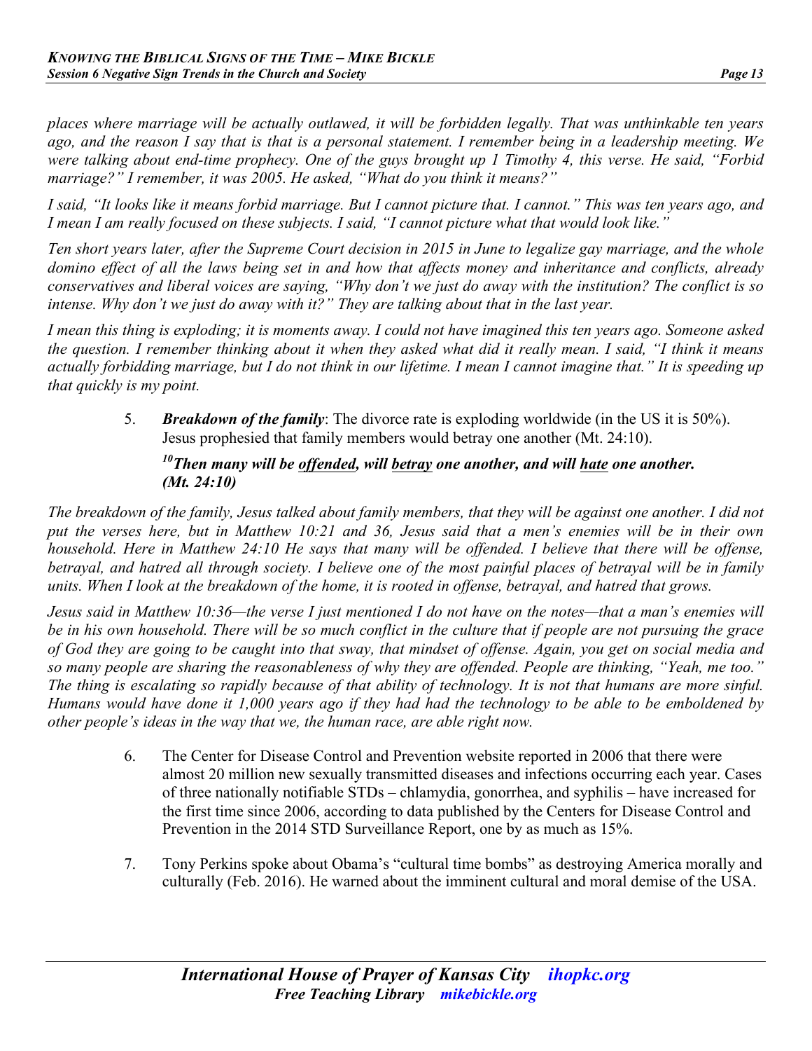*places where marriage will be actually outlawed, it will be forbidden legally. That was unthinkable ten years ago, and the reason I say that is that is a personal statement. I remember being in a leadership meeting. We were talking about end-time prophecy. One of the guys brought up 1 Timothy 4, this verse. He said, "Forbid marriage?" I remember, it was 2005. He asked, "What do you think it means?"*

*I said, "It looks like it means forbid marriage. But I cannot picture that. I cannot." This was ten years ago, and I mean I am really focused on these subjects. I said, "I cannot picture what that would look like."*

*Ten short years later, after the Supreme Court decision in 2015 in June to legalize gay marriage, and the whole domino effect of all the laws being set in and how that affects money and inheritance and conflicts, already conservatives and liberal voices are saying, "Why don't we just do away with the institution? The conflict is so intense. Why don't we just do away with it?" They are talking about that in the last year.*

*I mean this thing is exploding; it is moments away. I could not have imagined this ten years ago. Someone asked the question. I remember thinking about it when they asked what did it really mean. I said, "I think it means actually forbidding marriage, but I do not think in our lifetime. I mean I cannot imagine that." It is speeding up that quickly is my point.*

5. ***Breakdown of the family***: The divorce rate is exploding worldwide (in the US it is 50%). Jesus prophesied that family members would betray one another (Mt. 24:10).

   ***[10]Then many will be <u>offended</u>, will <u>betray</u> one another, and will <u>hate</u> one another. (Mt. 24:10)***

*The breakdown of the family, Jesus talked about family members, that they will be against one another. I did not put the verses here, but in Matthew 10:21 and 36, Jesus said that a men's enemies will be in their own household. Here in Matthew 24:10 He says that many will be offended. I believe that there will be offense, betrayal, and hatred all through society. I believe one of the most painful places of betrayal will be in family units. When I look at the breakdown of the home, it is rooted in offense, betrayal, and hatred that grows.*

*Jesus said in Matthew 10:36—the verse I just mentioned I do not have on the notes—that a man's enemies will be in his own household. There will be so much conflict in the culture that if people are not pursuing the grace of God they are going to be caught into that sway, that mindset of offense. Again, you get on social media and so many people are sharing the reasonableness of why they are offended. People are thinking, "Yeah, me too." The thing is escalating so rapidly because of that ability of technology. It is not that humans are more sinful. Humans would have done it 1,000 years ago if they had had the technology to be able to be emboldened by other people's ideas in the way that we, the human race, are able right now.*

6. The Center for Disease Control and Prevention website reported in 2006 that there were almost 20 million new sexually transmitted diseases and infections occurring each year. Cases of three nationally notifiable STDs – chlamydia, gonorrhea, and syphilis – have increased for the first time since 2006, according to data published by the Centers for Disease Control and Prevention in the 2014 STD Surveillance Report, one by as much as 15%.

7. Tony Perkins spoke about Obama's "cultural time bombs" as destroying America morally and culturally (Feb. 2016). He warned about the imminent cultural and moral demise of the USA.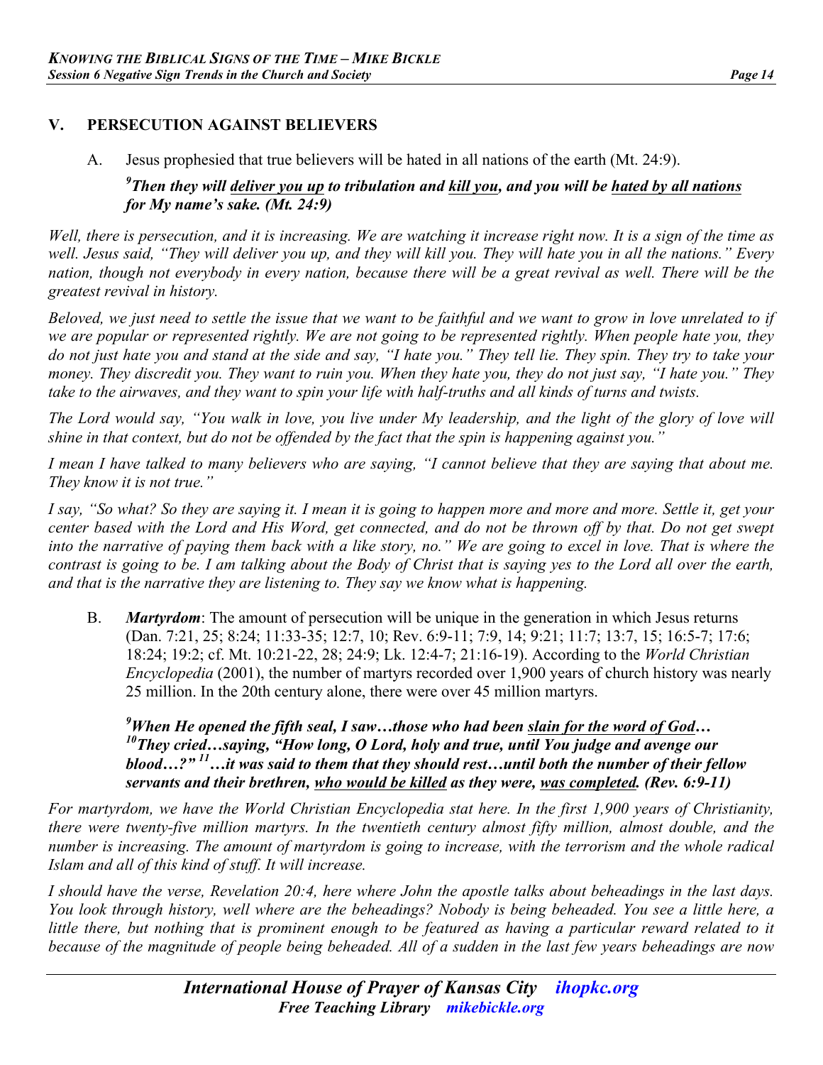## V. PERSECUTION AGAINST BELIEVERS

A. Jesus prophesied that true believers will be hated in all nations of the earth (Mt. 24:9).

> **[9]*Then they will deliver you up to tribulation and kill you, and you will be hated by all nations for My name's sake. (Mt. 24:9)***

*Well, there is persecution, and it is increasing. We are watching it increase right now. It is a sign of the time as well. Jesus said, "They will deliver you up, and they will kill you. They will hate you in all the nations." Every nation, though not everybody in every nation, because there will be a great revival as well. There will be the greatest revival in history.*

*Beloved, we just need to settle the issue that we want to be faithful and we want to grow in love unrelated to if we are popular or represented rightly. We are not going to be represented rightly. When people hate you, they do not just hate you and stand at the side and say, "I hate you." They tell lie. They spin. They try to take your money. They discredit you. They want to ruin you. When they hate you, they do not just say, "I hate you." They take to the airwaves, and they want to spin your life with half-truths and all kinds of turns and twists.*

*The Lord would say, "You walk in love, you live under My leadership, and the light of the glory of love will shine in that context, but do not be offended by the fact that the spin is happening against you."*

*I mean I have talked to many believers who are saying, "I cannot believe that they are saying that about me. They know it is not true."*

*I say, "So what? So they are saying it. I mean it is going to happen more and more and more. Settle it, get your center based with the Lord and His Word, get connected, and do not be thrown off by that. Do not get swept into the narrative of paying them back with a like story, no." We are going to excel in love. That is where the contrast is going to be. I am talking about the Body of Christ that is saying yes to the Lord all over the earth, and that is the narrative they are listening to. They say we know what is happening.*

B. ***Martyrdom***: The amount of persecution will be unique in the generation in which Jesus returns (Dan. 7:21, 25; 8:24; 11:33-35; 12:7, 10; Rev. 6:9-11; 7:9, 14; 9:21; 11:7; 13:7, 15; 16:5-7; 17:6; 18:24; 19:2; cf. Mt. 10:21-22, 28; 24:9; Lk. 12:4-7; 21:16-19). According to the *World Christian Encyclopedia* (2001), the number of martyrs recorded over 1,900 years of church history was nearly 25 million. In the 20th century alone, there were over 45 million martyrs.

> **[9]*When He opened the fifth seal, I saw…those who had been slain for the word of God…*** **[10]*They cried…saying, "How long, O Lord, holy and true, until You judge and avenge our blood…?"*** **[11]*…it was said to them that they should rest…until both the number of their fellow servants and their brethren, who would be killed as they were, was completed. (Rev. 6:9-11)***

*For martyrdom, we have the World Christian Encyclopedia stat here. In the first 1,900 years of Christianity, there were twenty-five million martyrs. In the twentieth century almost fifty million, almost double, and the number is increasing. The amount of martyrdom is going to increase, with the terrorism and the whole radical Islam and all of this kind of stuff. It will increase.*

*I should have the verse, Revelation 20:4, here where John the apostle talks about beheadings in the last days. You look through history, well where are the beheadings? Nobody is being beheaded. You see a little here, a little there, but nothing that is prominent enough to be featured as having a particular reward related to it because of the magnitude of people being beheaded. All of a sudden in the last few years beheadings are now*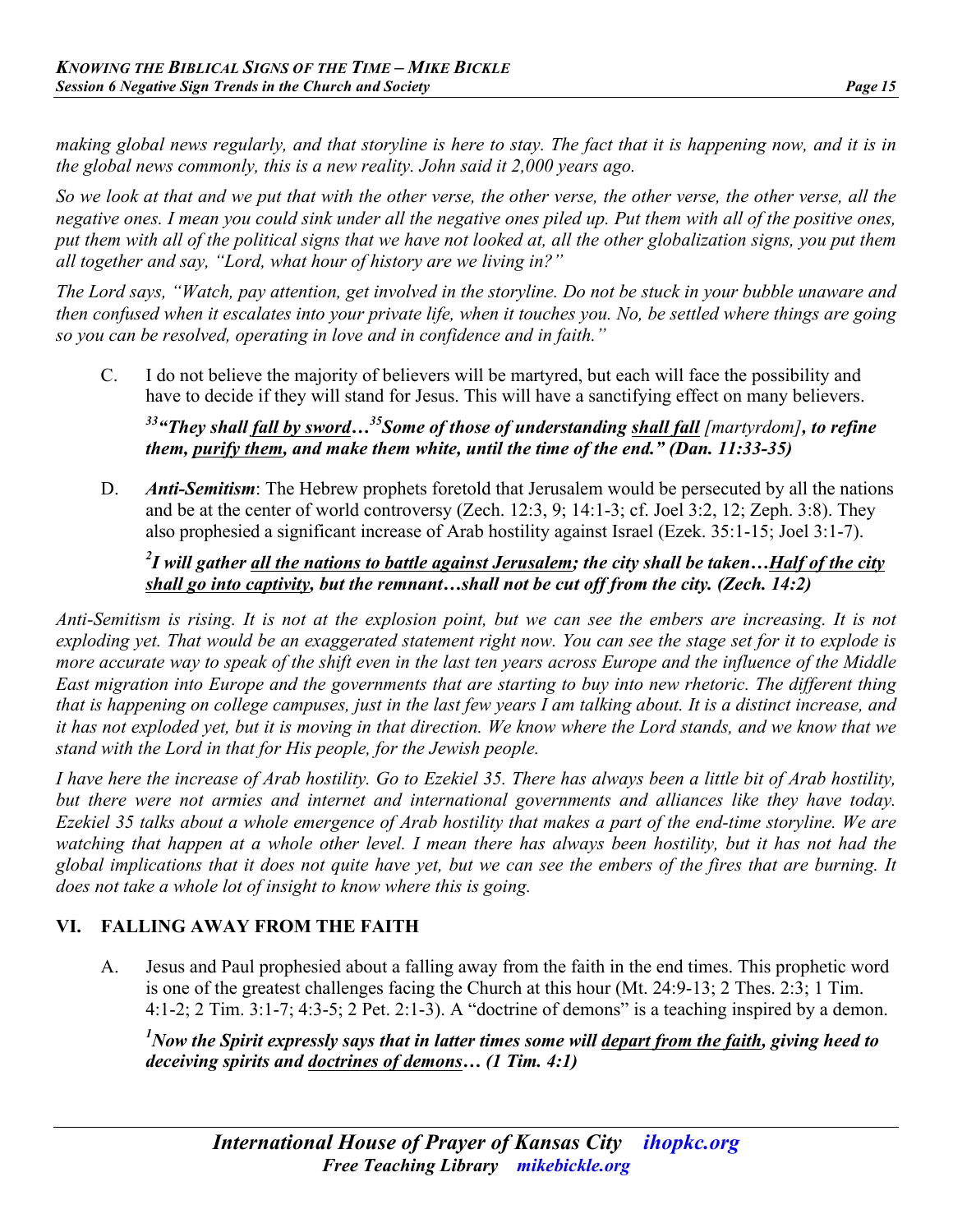*making global news regularly, and that storyline is here to stay. The fact that it is happening now, and it is in the global news commonly, this is a new reality. John said it 2,000 years ago.*

*So we look at that and we put that with the other verse, the other verse, the other verse, the other verse, all the negative ones. I mean you could sink under all the negative ones piled up. Put them with all of the positive ones, put them with all of the political signs that we have not looked at, all the other globalization signs, you put them all together and say, "Lord, what hour of history are we living in?"*

*The Lord says, "Watch, pay attention, get involved in the storyline. Do not be stuck in your bubble unaware and then confused when it escalates into your private life, when it touches you. No, be settled where things are going so you can be resolved, operating in love and in confidence and in faith."*

C. I do not believe the majority of believers will be martyred, but each will face the possibility and have to decide if they will stand for Jesus. This will have a sanctifying effect on many believers.

> [33]***"They shall <u>fall by sword</u>…***[35]***Some of those of understanding <u>shall fall</u>*** *[martyrdom]**, to refine them, <u>purify them</u>, and make them white, until the time of the end." (Dan. 11:33-35)***

D. ***Anti-Semitism***: The Hebrew prophets foretold that Jerusalem would be persecuted by all the nations and be at the center of world controversy (Zech. 12:3, 9; 14:1-3; cf. Joel 3:2, 12; Zeph. 3:8). They also prophesied a significant increase of Arab hostility against Israel (Ezek. 35:1-15; Joel 3:1-7).

> [2]***I will gather <u>all the nations to battle against Jerusalem</u>; the city shall be taken…<u>Half of the city shall go into captivity</u>, but the remnant…shall not be cut off from the city. (Zech. 14:2)***

*Anti-Semitism is rising. It is not at the explosion point, but we can see the embers are increasing. It is not exploding yet. That would be an exaggerated statement right now. You can see the stage set for it to explode is more accurate way to speak of the shift even in the last ten years across Europe and the influence of the Middle East migration into Europe and the governments that are starting to buy into new rhetoric. The different thing that is happening on college campuses, just in the last few years I am talking about. It is a distinct increase, and it has not exploded yet, but it is moving in that direction. We know where the Lord stands, and we know that we stand with the Lord in that for His people, for the Jewish people.*

*I have here the increase of Arab hostility. Go to Ezekiel 35. There has always been a little bit of Arab hostility, but there were not armies and internet and international governments and alliances like they have today. Ezekiel 35 talks about a whole emergence of Arab hostility that makes a part of the end-time storyline. We are watching that happen at a whole other level. I mean there has always been hostility, but it has not had the global implications that it does not quite have yet, but we can see the embers of the fires that are burning. It does not take a whole lot of insight to know where this is going.*

## VI. FALLING AWAY FROM THE FAITH

A. Jesus and Paul prophesied about a falling away from the faith in the end times. This prophetic word is one of the greatest challenges facing the Church at this hour (Mt. 24:9-13; 2 Thes. 2:3; 1 Tim. 4:1-2; 2 Tim. 3:1-7; 4:3-5; 2 Pet. 2:1-3). A "doctrine of demons" is a teaching inspired by a demon.

> [1]***Now the Spirit expressly says that in latter times some will <u>depart from the faith</u>, giving heed to deceiving spirits and <u>doctrines of demons</u>… (1 Tim. 4:1)***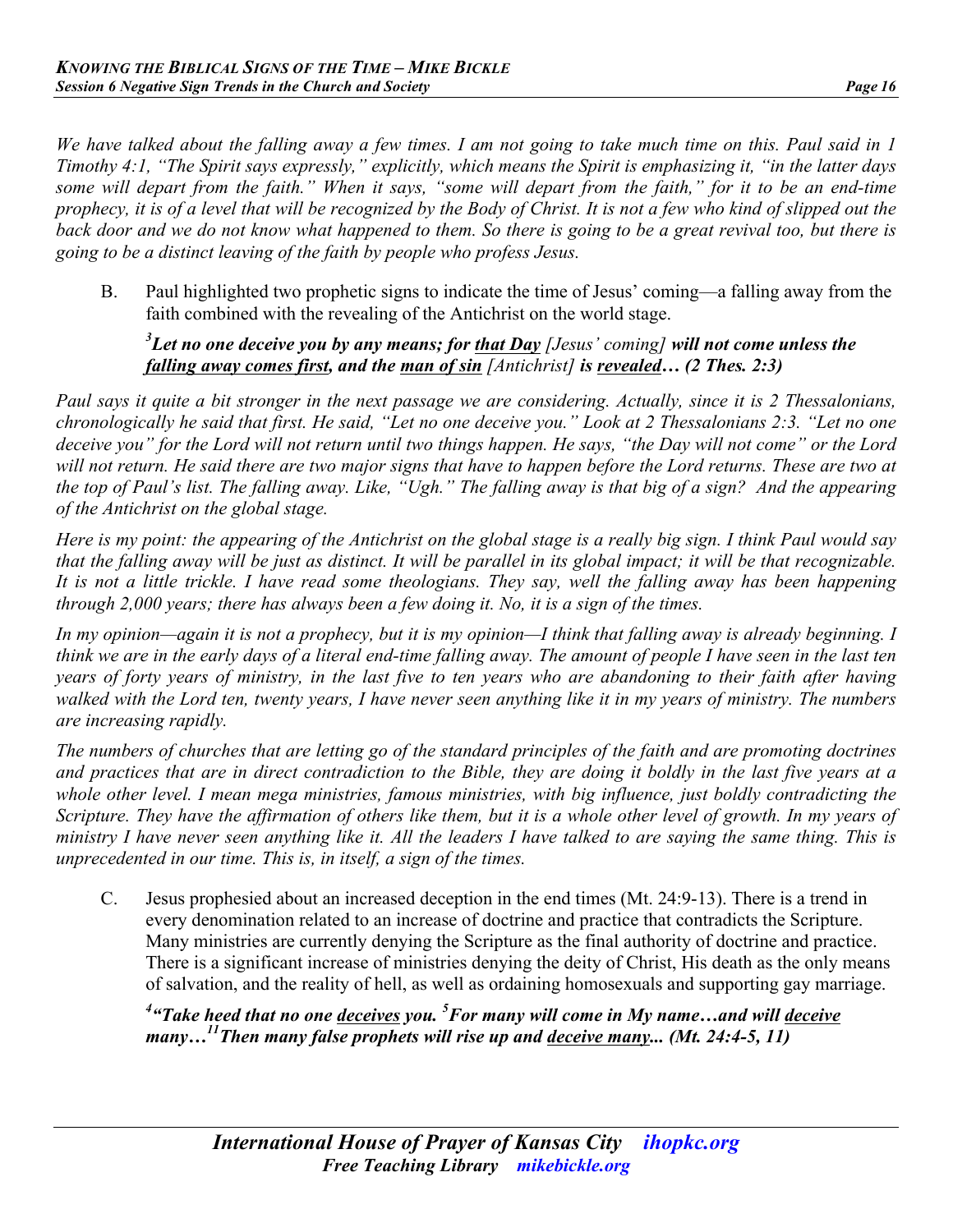*We have talked about the falling away a few times. I am not going to take much time on this. Paul said in 1 Timothy 4:1, "The Spirit says expressly," explicitly, which means the Spirit is emphasizing it, "in the latter days some will depart from the faith." When it says, "some will depart from the faith," for it to be an end-time prophecy, it is of a level that will be recognized by the Body of Christ. It is not a few who kind of slipped out the back door and we do not know what happened to them. So there is going to be a great revival too, but there is going to be a distinct leaving of the faith by people who profess Jesus.*

B. Paul highlighted two prophetic signs to indicate the time of Jesus' coming—a falling away from the faith combined with the revealing of the Antichrist on the world stage.

> ***[3]Let no one deceive you by any means; for <u>that Day</u>** [Jesus' coming] **will not come unless the <u>falling away comes first</u>, and the <u>man of sin</u>** [Antichrist] **is <u>revealed</u>… (2 Thes. 2:3)***

*Paul says it quite a bit stronger in the next passage we are considering. Actually, since it is 2 Thessalonians, chronologically he said that first. He said, "Let no one deceive you." Look at 2 Thessalonians 2:3. "Let no one deceive you" for the Lord will not return until two things happen. He says, "the Day will not come" or the Lord will not return. He said there are two major signs that have to happen before the Lord returns. These are two at the top of Paul's list. The falling away. Like, "Ugh." The falling away is that big of a sign? And the appearing of the Antichrist on the global stage.*

*Here is my point: the appearing of the Antichrist on the global stage is a really big sign. I think Paul would say that the falling away will be just as distinct. It will be parallel in its global impact; it will be that recognizable. It is not a little trickle. I have read some theologians. They say, well the falling away has been happening through 2,000 years; there has always been a few doing it. No, it is a sign of the times.*

*In my opinion—again it is not a prophecy, but it is my opinion—I think that falling away is already beginning. I think we are in the early days of a literal end-time falling away. The amount of people I have seen in the last ten years of forty years of ministry, in the last five to ten years who are abandoning to their faith after having walked with the Lord ten, twenty years, I have never seen anything like it in my years of ministry. The numbers are increasing rapidly.*

*The numbers of churches that are letting go of the standard principles of the faith and are promoting doctrines and practices that are in direct contradiction to the Bible, they are doing it boldly in the last five years at a whole other level. I mean mega ministries, famous ministries, with big influence, just boldly contradicting the Scripture. They have the affirmation of others like them, but it is a whole other level of growth. In my years of ministry I have never seen anything like it. All the leaders I have talked to are saying the same thing. This is unprecedented in our time. This is, in itself, a sign of the times.*

C. Jesus prophesied about an increased deception in the end times (Mt. 24:9-13). There is a trend in every denomination related to an increase of doctrine and practice that contradicts the Scripture. Many ministries are currently denying the Scripture as the final authority of doctrine and practice. There is a significant increase of ministries denying the deity of Christ, His death as the only means of salvation, and the reality of hell, as well as ordaining homosexuals and supporting gay marriage.

> ***[4]"Take heed that no one <u>deceives</u> you. [5]For many will come in My name…and will <u>deceive</u> many…[11]Then many false prophets will rise up and <u>deceive many</u>... (Mt. 24:4-5, 11)***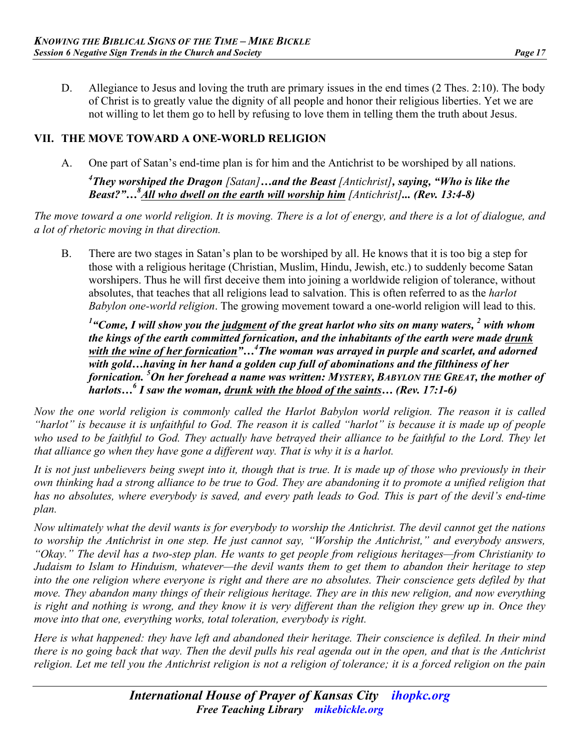D. Allegiance to Jesus and loving the truth are primary issues in the end times (2 Thes. 2:10). The body of Christ is to greatly value the dignity of all people and honor their religious liberties. Yet we are not willing to let them go to hell by refusing to love them in telling them the truth about Jesus.

## VII. THE MOVE TOWARD A ONE-WORLD RELIGION

A. One part of Satan's end-time plan is for him and the Antichrist to be worshiped by all nations.

***[4]They worshiped the Dragon** [Satan]**…and the Beast** [Antichrist]**, saying, "Who is like the Beast?"…[8]<u>All who dwell on the earth will worship him</u>** [Antichrist]**... (Rev. 13:4-8)***

*The move toward a one world religion. It is moving. There is a lot of energy, and there is a lot of dialogue, and a lot of rhetoric moving in that direction.*

B. There are two stages in Satan's plan to be worshiped by all. He knows that it is too big a step for those with a religious heritage (Christian, Muslim, Hindu, Jewish, etc.) to suddenly become Satan worshipers. Thus he will first deceive them into joining a worldwide religion of tolerance, without absolutes, that teaches that all religions lead to salvation. This is often referred to as the *harlot Babylon one-world religion*. The growing movement toward a one-world religion will lead to this.

***[1]"Come, I will show you the <u>judgment</u> of the great harlot who sits on many waters, [2] with whom the kings of the earth committed fornication, and the inhabitants of the earth were made <u>drunk with the wine of her fornication</u>"…[4]The woman was arrayed in purple and scarlet, and adorned with gold…having in her hand a golden cup full of abominations and the filthiness of her fornication. [5]On her forehead a name was written: MYSTERY, BABYLON THE GREAT, the mother of harlots…[6] I saw the woman, <u>drunk with the blood of the saints</u>… (Rev. 17:1-6)***

*Now the one world religion is commonly called the Harlot Babylon world religion. The reason it is called "harlot" is because it is unfaithful to God. The reason it is called "harlot" is because it is made up of people who used to be faithful to God. They actually have betrayed their alliance to be faithful to the Lord. They let that alliance go when they have gone a different way. That is why it is a harlot.*

*It is not just unbelievers being swept into it, though that is true. It is made up of those who previously in their own thinking had a strong alliance to be true to God. They are abandoning it to promote a unified religion that has no absolutes, where everybody is saved, and every path leads to God. This is part of the devil's end-time plan.*

*Now ultimately what the devil wants is for everybody to worship the Antichrist. The devil cannot get the nations to worship the Antichrist in one step. He just cannot say, "Worship the Antichrist," and everybody answers, "Okay." The devil has a two-step plan. He wants to get people from religious heritages—from Christianity to Judaism to Islam to Hinduism, whatever—the devil wants them to get them to abandon their heritage to step into the one religion where everyone is right and there are no absolutes. Their conscience gets defiled by that move. They abandon many things of their religious heritage. They are in this new religion, and now everything is right and nothing is wrong, and they know it is very different than the religion they grew up in. Once they move into that one, everything works, total toleration, everybody is right.*

*Here is what happened: they have left and abandoned their heritage. Their conscience is defiled. In their mind there is no going back that way. Then the devil pulls his real agenda out in the open, and that is the Antichrist religion. Let me tell you the Antichrist religion is not a religion of tolerance; it is a forced religion on the pain*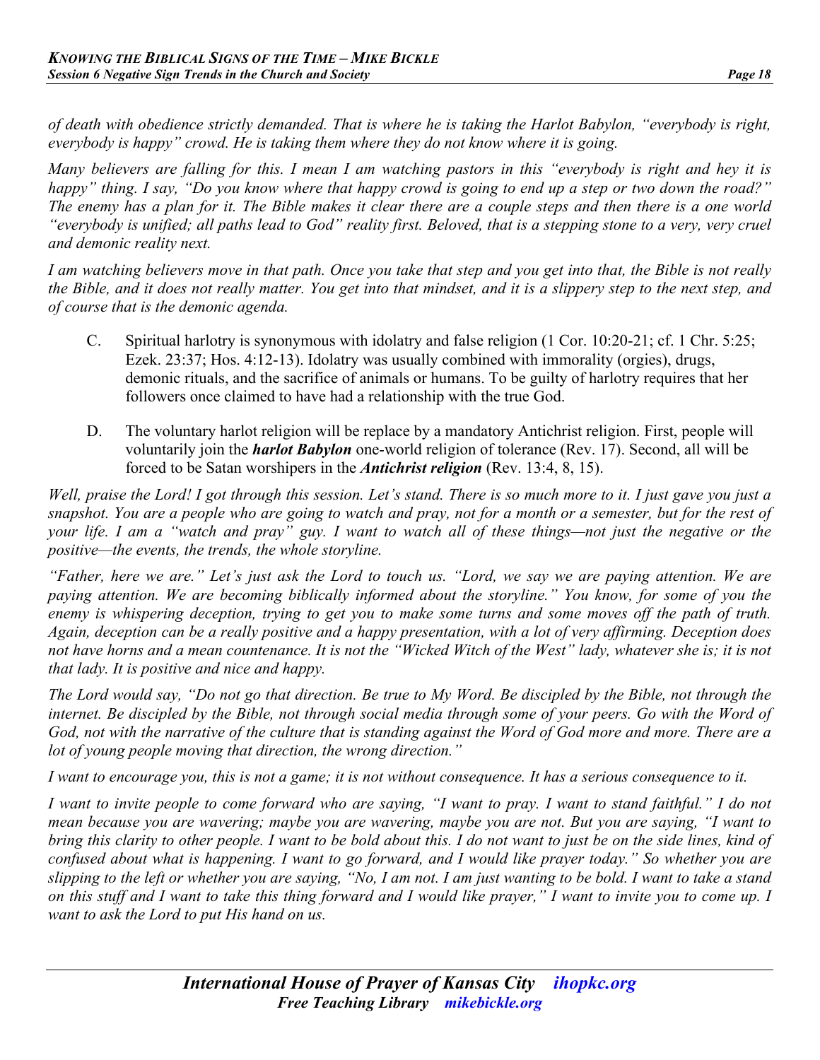*of death with obedience strictly demanded. That is where he is taking the Harlot Babylon, "everybody is right, everybody is happy" crowd. He is taking them where they do not know where it is going.*

*Many believers are falling for this. I mean I am watching pastors in this "everybody is right and hey it is happy" thing. I say, "Do you know where that happy crowd is going to end up a step or two down the road?" The enemy has a plan for it. The Bible makes it clear there are a couple steps and then there is a one world "everybody is unified; all paths lead to God" reality first. Beloved, that is a stepping stone to a very, very cruel and demonic reality next.*

*I am watching believers move in that path. Once you take that step and you get into that, the Bible is not really the Bible, and it does not really matter. You get into that mindset, and it is a slippery step to the next step, and of course that is the demonic agenda.*

C. Spiritual harlotry is synonymous with idolatry and false religion (1 Cor. 10:20-21; cf. 1 Chr. 5:25; Ezek. 23:37; Hos. 4:12-13). Idolatry was usually combined with immorality (orgies), drugs, demonic rituals, and the sacrifice of animals or humans. To be guilty of harlotry requires that her followers once claimed to have had a relationship with the true God.

D. The voluntary harlot religion will be replace by a mandatory Antichrist religion. First, people will voluntarily join the ***harlot Babylon*** one-world religion of tolerance (Rev. 17). Second, all will be forced to be Satan worshipers in the ***Antichrist religion*** (Rev. 13:4, 8, 15).

*Well, praise the Lord! I got through this session. Let's stand. There is so much more to it. I just gave you just a snapshot. You are a people who are going to watch and pray, not for a month or a semester, but for the rest of your life. I am a "watch and pray" guy. I want to watch all of these things—not just the negative or the positive—the events, the trends, the whole storyline.*

*"Father, here we are." Let's just ask the Lord to touch us. "Lord, we say we are paying attention. We are paying attention. We are becoming biblically informed about the storyline." You know, for some of you the enemy is whispering deception, trying to get you to make some turns and some moves off the path of truth. Again, deception can be a really positive and a happy presentation, with a lot of very affirming. Deception does not have horns and a mean countenance. It is not the "Wicked Witch of the West" lady, whatever she is; it is not that lady. It is positive and nice and happy.*

*The Lord would say, "Do not go that direction. Be true to My Word. Be discipled by the Bible, not through the internet. Be discipled by the Bible, not through social media through some of your peers. Go with the Word of God, not with the narrative of the culture that is standing against the Word of God more and more. There are a lot of young people moving that direction, the wrong direction."*

*I want to encourage you, this is not a game; it is not without consequence. It has a serious consequence to it.*

*I want to invite people to come forward who are saying, "I want to pray. I want to stand faithful." I do not mean because you are wavering; maybe you are wavering, maybe you are not. But you are saying, "I want to bring this clarity to other people. I want to be bold about this. I do not want to just be on the side lines, kind of confused about what is happening. I want to go forward, and I would like prayer today." So whether you are slipping to the left or whether you are saying, "No, I am not. I am just wanting to be bold. I want to take a stand on this stuff and I want to take this thing forward and I would like prayer," I want to invite you to come up. I want to ask the Lord to put His hand on us.*